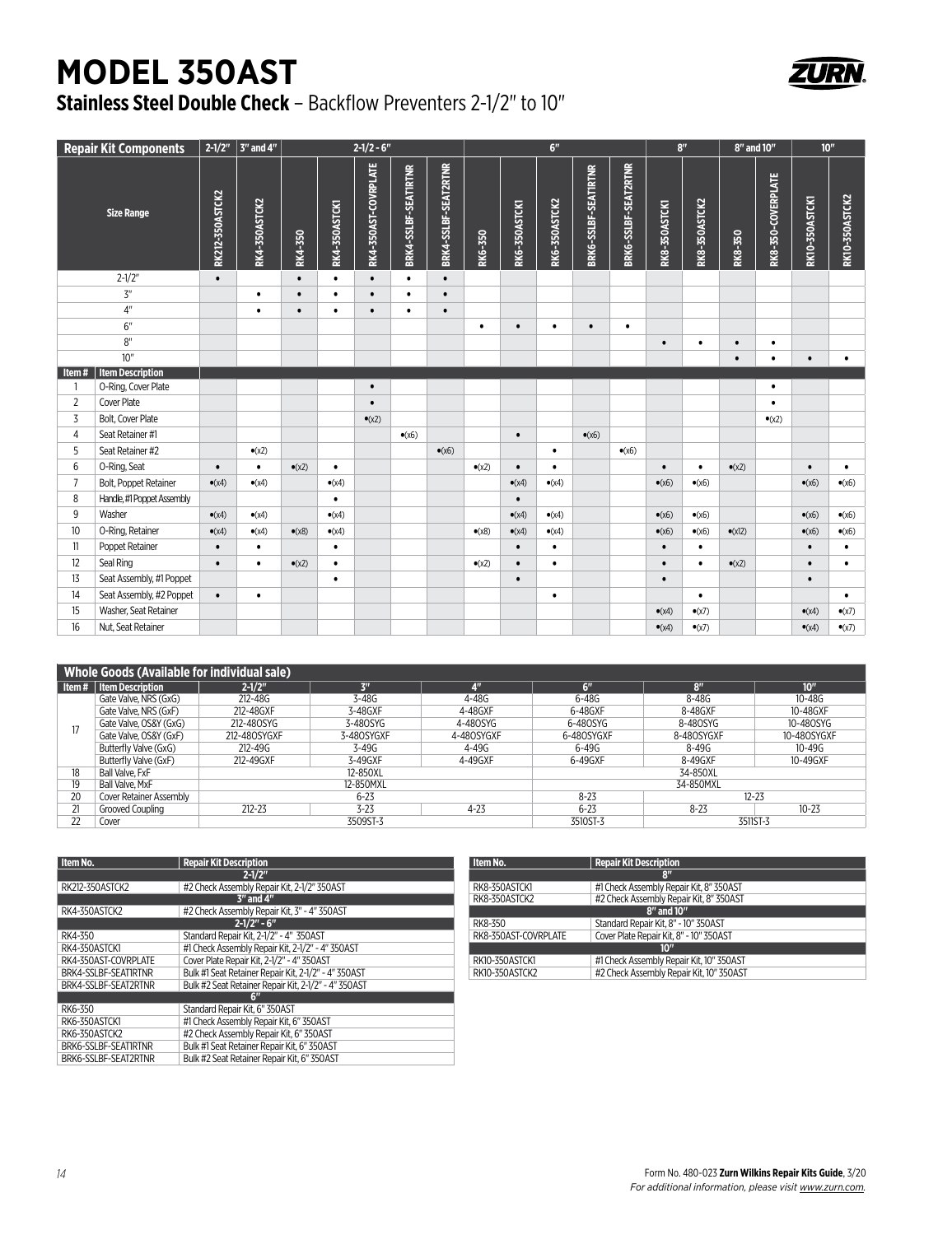# MODEL 350AST

## **Stainless Steel Double Check** – Backflow Preventers 2-1/2" to 10"

| Repair Kit Components | | 2-1/2" | 3" and 4" | 2-1/2 - 6" | | | | | 6" | | | | | 8" | | 8" and 10" | | 10" | |
|---|---|---|---|---|---|---|---|---|---|---|---|---|---|---|---|---|---|---|---|
| Size Range | | RK212-350ASTCK2 | RK4-350ASTCK2 | RK4-350 | RK4-350ASTCK1 | RK4-350AST-COVRPLATE | BRK4-SSLBF-SEATIRTNR | BRK4-SSLBF-SEAT2RTNR | RK6-350 | RK6-350ASTCK1 | RK6-350ASTCK2 | BRK6-SSLBF-SEATIRTNR | BRK6-SSLBF-SEAT2RTNR | RK8-350ASTCK1 | RK8-350ASTCK2 | RK8-350 | RK8-350-COVERPLATE | RK10-350ASTCK1 | RK10-350ASTCK2 |
| | 2-1/2" | • | | • | • | • | • | • | | | | | | | | | | | |
| | 3" | | • | • | • | • | • | • | | | | | | | | | | | |
| | 4" | | • | • | • | • | • | • | | | | | | | | | | | |
| | 6" | | | | | | | | • | • | • | • | • | | | | | | |
| | 8" | | | | | | | | | | | | | • | • | • | • | | |
| | 10" | | | | | | | | | | | | | | | • | • | • | • |
| **Item #** | **Item Description** | | | | | | | | | | | | | | | | | | |
| 1 | O-Ring, Cover Plate | | | | | • | | | | | | | | | | | • | | |
| 2 | Cover Plate | | | | | • | | | | | | | | | | | • | | |
| 3 | Bolt, Cover Plate | | | | | •(x2) | | | | | | | | | | | •(x2) | | |
| 4 | Seat Retainer #1 | | | | | | •(x6) | | | • | | •(x6) | | | | | | | |
| 5 | Seat Retainer #2 | | •(x2) | | | | | •(x6) | | | • | | •(x6) | | | | | | |
| 6 | O-Ring, Seat | • | • | •(x2) | • | | | | •(x2) | • | • | | | • | • | •(x2) | | • | • |
| 7 | Bolt, Poppet Retainer | •(x4) | •(x4) | | •(x4) | | | | | •(x4) | •(x4) | | | •(x6) | •(x6) | | | •(x6) | •(x6) |
| 8 | Handle, #1 Poppet Assembly | | | | • | | | | | • | | | | | | | | | |
| 9 | Washer | •(x4) | •(x4) | | •(x4) | | | | | •(x4) | •(x4) | | | •(x6) | •(x6) | | | •(x6) | •(x6) |
| 10 | O-Ring, Retainer | •(x4) | •(x4) | •(x8) | •(x4) | | | | •(x8) | •(x4) | •(x4) | | | •(x6) | •(x6) | •(x12) | | •(x6) | •(x6) |
| 11 | Poppet Retainer | • | • | | • | | | | | • | • | | | • | • | | | • | • |
| 12 | Seal Ring | • | • | •(x2) | • | | | | •(x2) | • | • | | | • | • | •(x2) | | • | • |
| 13 | Seat Assembly, #1 Poppet | | | | • | | | | | • | | | | • | | | | • | |
| 14 | Seat Assembly, #2 Poppet | • | • | | | | | | | | • | | | | • | | | | • |
| 15 | Washer, Seat Retainer | | | | | | | | | | | | | •(x4) | •(x7) | | | •(x4) | •(x7) |
| 16 | Nut, Seat Retainer | | | | | | | | | | | | | •(x4) | •(x7) | | | •(x4) | •(x7) |

| Whole Goods (Available for individual sale) | | | | | | | |
|---|---|---|---|---|---|---|---|
| **Item #** | **Item Description** | **2-1/2"** | **3"** | **4"** | **6"** | **8"** | **10"** |
| 17 | Gate Valve, NRS (GxG) | 212-48G | 3-48G | 4-48G | 6-48G | 8-48G | 10-48G |
| | Gate Valve, NRS (GxF) | 212-48GXF | 3-48GXF | 4-48GXF | 6-48GXF | 8-48GXF | 10-48GXF |
| | Gate Valve, OS&Y (GxG) | 212-48OSYG | 3-48OSYG | 4-48OSYG | 6-48OSYG | 8-48OSYG | 10-48OSYG |
| | Gate Valve, OS&Y (GxF) | 212-48OSYGXF | 3-48OSYGXF | 4-48OSYGXF | 6-48OSYGXF | 8-48OSYGXF | 10-48OSYGXF |
| | Butterfly Valve (GxG) | 212-49G | 3-49G | 4-49G | 6-49G | 8-49G | 10-49G |
| | Butterfly Valve (GxF) | 212-49GXF | 3-49GXF | 4-49GXF | 6-49GXF | 8-49GXF | 10-49GXF |
| 18 | Ball Valve, FxF | 12-850XL | | | 34-850XL | | |
| 19 | Ball Valve, MxF | 12-850MXL | | | 34-850MXL | | |
| 20 | Cover Retainer Assembly | 6-23 | | | 8-23 | 12-23 | |
| 21 | Grooved Coupling | 212-23 | 3-23 | 4-23 | 6-23 | 8-23 | 10-23 |
| 22 | Cover | 3509ST-3 | | | 3510ST-3 | 3511ST-3 | |

| Item No. | Repair Kit Description |
|---|---|
| | **2-1/2"** |
| RK212-350ASTCK2 | #2 Check Assembly Repair Kit, 2-1/2" 350AST |
| | **3" and 4"** |
| RK4-350ASTCK2 | #2 Check Assembly Repair Kit, 3" - 4" 350AST |
| | **2-1/2" - 6"** |
| RK4-350 | Standard Repair Kit, 2-1/2" - 4" 350AST |
| RK4-350ASTCK1 | #1 Check Assembly Repair Kit, 2-1/2" - 4" 350AST |
| RK4-350AST-COVRPLATE | Cover Plate Repair Kit, 2-1/2" - 4" 350AST |
| BRK4-SSLBF-SEATIRTNR | Bulk #1 Seat Retainer Repair Kit, 2-1/2" - 4" 350AST |
| BRK4-SSLBF-SEAT2RTNR | Bulk #2 Seat Retainer Repair Kit, 2-1/2" - 4" 350AST |
| | **6"** |
| RK6-350 | Standard Repair Kit, 6" 350AST |
| RK6-350ASTCK1 | #1 Check Assembly Repair Kit, 6" 350AST |
| RK6-350ASTCK2 | #2 Check Assembly Repair Kit, 6" 350AST |
| BRK6-SSLBF-SEATIRTNR | Bulk #1 Seat Retainer Repair Kit, 6" 350AST |
| BRK6-SSLBF-SEAT2RTNR | Bulk #2 Seat Retainer Repair Kit, 6" 350AST |

| Item No. | Repair Kit Description |
|---|---|
| | **8"** |
| RK8-350ASTCK1 | #1 Check Assembly Repair Kit, 8" 350AST |
| RK8-350ASTCK2 | #2 Check Assembly Repair Kit, 8" 350AST |
| | **8" and 10"** |
| RK8-350 | Standard Repair Kit, 8" - 10" 350AST |
| RK8-350AST-COVRPLATE | Cover Plate Repair Kit, 8" - 10" 350AST |
| | **10"** |
| RK10-350ASTCK1 | #1 Check Assembly Repair Kit, 10" 350AST |
| RK10-350ASTCK2 | #2 Check Assembly Repair Kit, 10" 350AST |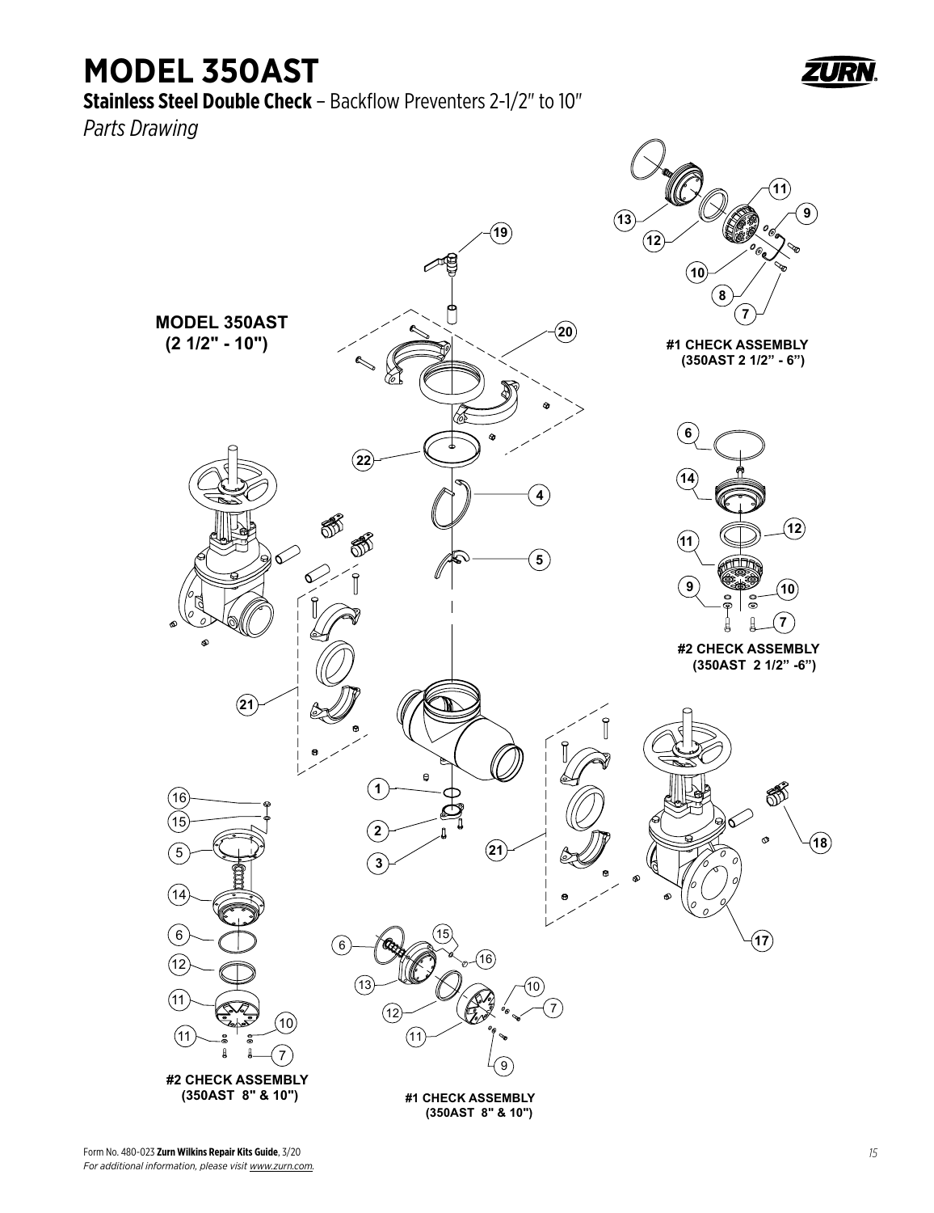# MODEL 350AST

**Stainless Steel Double Check** – Backflow Preventers 2-1/2" to 10"

*Parts Drawing*

MODEL 350AST
(2 1/2" - 10")

#1 CHECK ASSEMBLY
(350AST 2 1/2" - 6")

#2 CHECK ASSEMBLY
(350AST 2 1/2" -6")

#2 CHECK ASSEMBLY
(350AST 8" & 10")

#1 CHECK ASSEMBLY
(350AST 8" & 10")

Form No. 480-023 **Zurn Wilkins Repair Kits Guide**, 3/20
*For additional information, please visit www.zurn.com.*